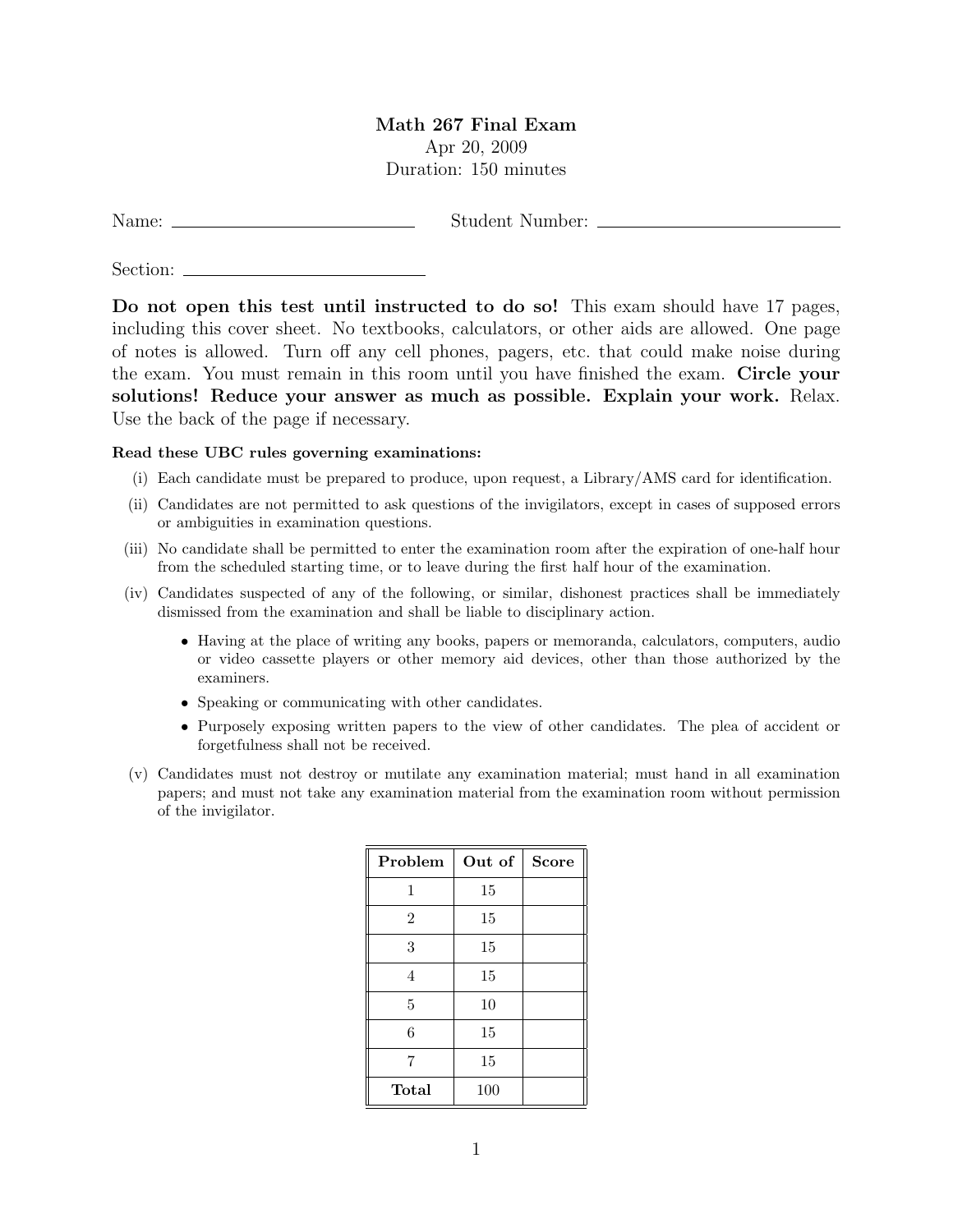# Math 267 Final Exam

Apr 20, 2009

Duration: 150 minutes

Name: ____________________ Student Number: ____________________

Section: ____________________

**Do not open this test until instructed to do so!** This exam should have 17 pages, including this cover sheet. No textbooks, calculators, or other aids are allowed. One page of notes is allowed. Turn off any cell phones, pagers, etc. that could make noise during the exam. You must remain in this room until you have finished the exam. **Circle your solutions! Reduce your answer as much as possible. Explain your work.** Relax. Use the back of the page if necessary.

**Read these UBC rules governing examinations:**

(i) Each candidate must be prepared to produce, upon request, a Library/AMS card for identification.

(ii) Candidates are not permitted to ask questions of the invigilators, except in cases of supposed errors or ambiguities in examination questions.

(iii) No candidate shall be permitted to enter the examination room after the expiration of one-half hour from the scheduled starting time, or to leave during the first half hour of the examination.

(iv) Candidates suspected of any of the following, or similar, dishonest practices shall be immediately dismissed from the examination and shall be liable to disciplinary action.

- Having at the place of writing any books, papers or memoranda, calculators, computers, audio or video cassette players or other memory aid devices, other than those authorized by the examiners.
- Speaking or communicating with other candidates.
- Purposely exposing written papers to the view of other candidates. The plea of accident or forgetfulness shall not be received.

(v) Candidates must not destroy or mutilate any examination material; must hand in all examination papers; and must not take any examination material from the examination room without permission of the invigilator.

| Problem | Out of | Score |
|---|---|---|
| 1 | 15 | |
| 2 | 15 | |
| 3 | 15 | |
| 4 | 15 | |
| 5 | 10 | |
| 6 | 15 | |
| 7 | 15 | |
| **Total** | 100 | |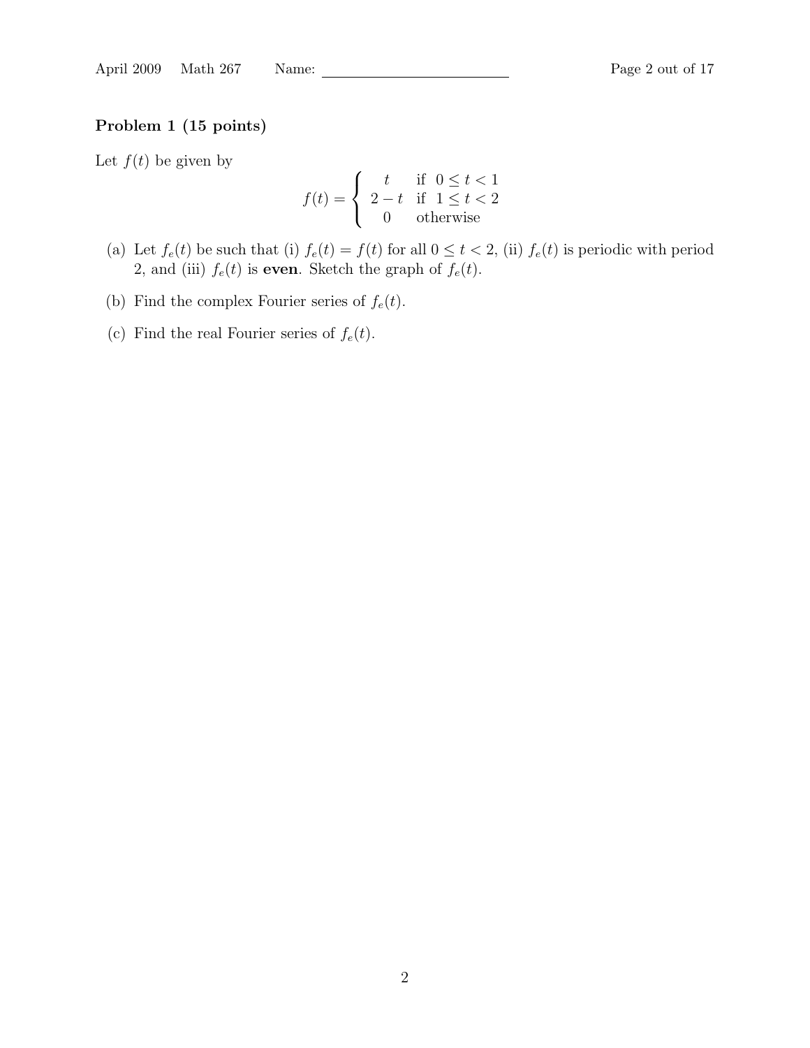**Problem 1 (15 points)**

Let $f(t)$ be given by

$$f(t) = \begin{cases} t & \text{if } 0 \le t < 1 \\ 2 - t & \text{if } 1 \le t < 2 \\ 0 & \text{otherwise} \end{cases}$$

(a) Let $f_e(t)$ be such that (i) $f_e(t) = f(t)$ for all $0 \le t < 2$, (ii) $f_e(t)$ is periodic with period 2, and (iii) $f_e(t)$ is **even**. Sketch the graph of $f_e(t)$.

(b) Find the complex Fourier series of $f_e(t)$.

(c) Find the real Fourier series of $f_e(t)$.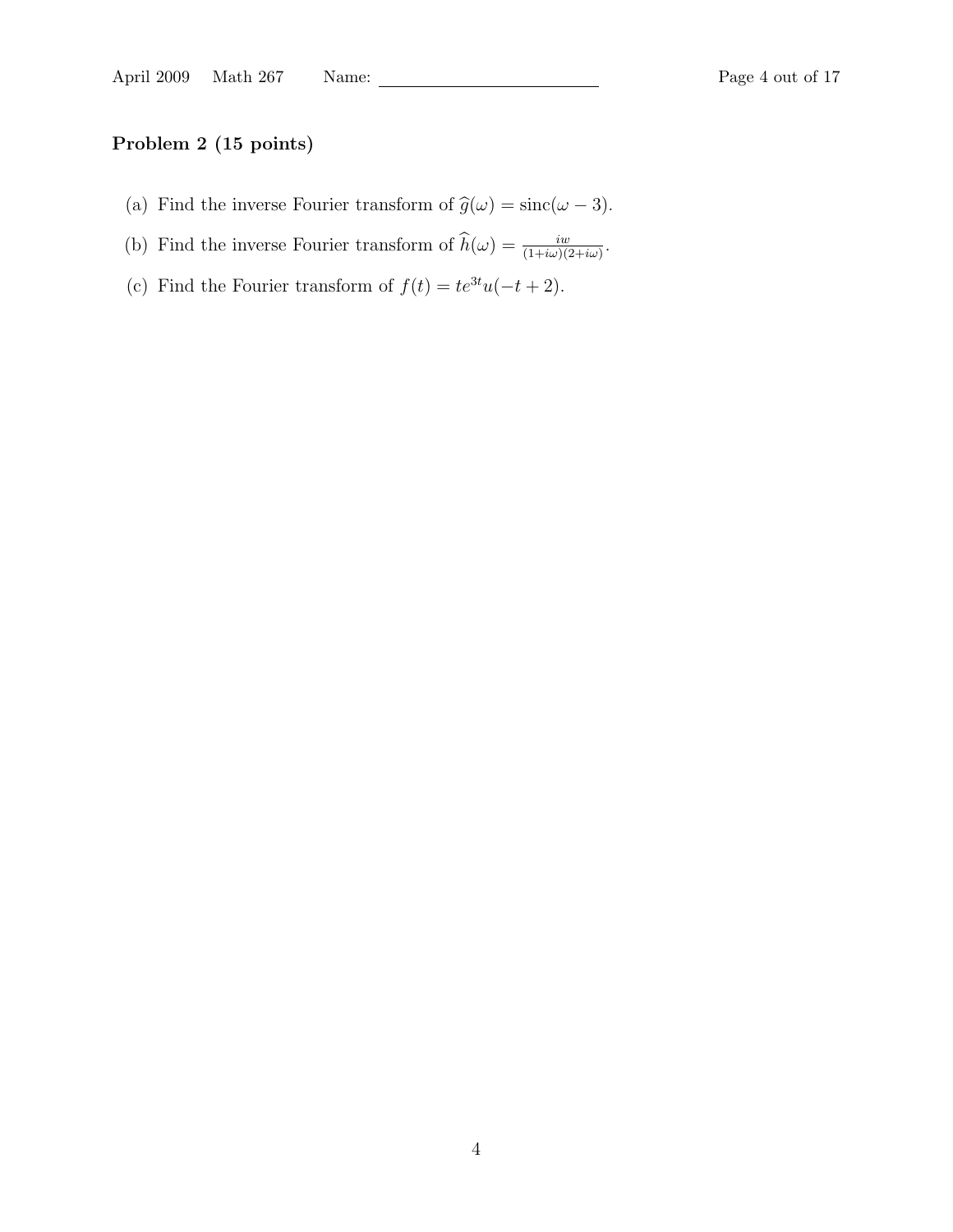**Problem 2 (15 points)**

(a) Find the inverse Fourier transform of $\widehat{g}(\omega) = \text{sinc}(\omega - 3)$.

(b) Find the inverse Fourier transform of $\widehat{h}(\omega) = \frac{iw}{(1+i\omega)(2+i\omega)}$.

(c) Find the Fourier transform of $f(t) = te^{3t}u(-t+2)$.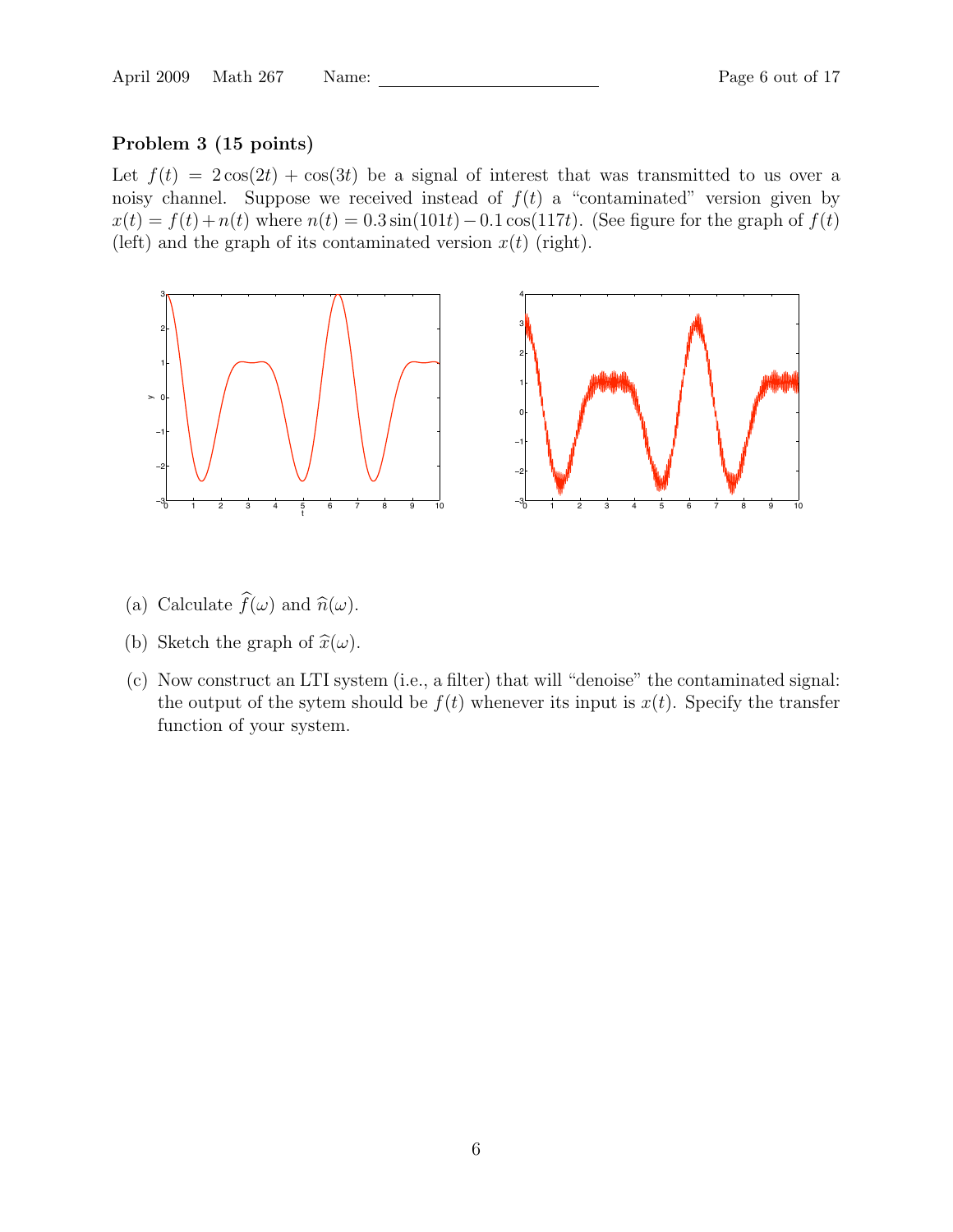### Problem 3 (15 points)

Let $f(t) = 2\cos(2t) + \cos(3t)$ be a signal of interest that was transmitted to us over a noisy channel. Suppose we received instead of $f(t)$ a "contaminated" version given by $x(t) = f(t) + n(t)$ where $n(t) = 0.3\sin(101t) - 0.1\cos(117t)$. (See figure for the graph of $f(t)$ (left) and the graph of its contaminated version $x(t)$ (right).

(a) Calculate $\widehat{f}(\omega)$ and $\widehat{n}(\omega)$.

(b) Sketch the graph of $\widehat{x}(\omega)$.

(c) Now construct an LTI system (i.e., a filter) that will "denoise" the contaminated signal: the output of the sytem should be $f(t)$ whenever its input is $x(t)$. Specify the transfer function of your system.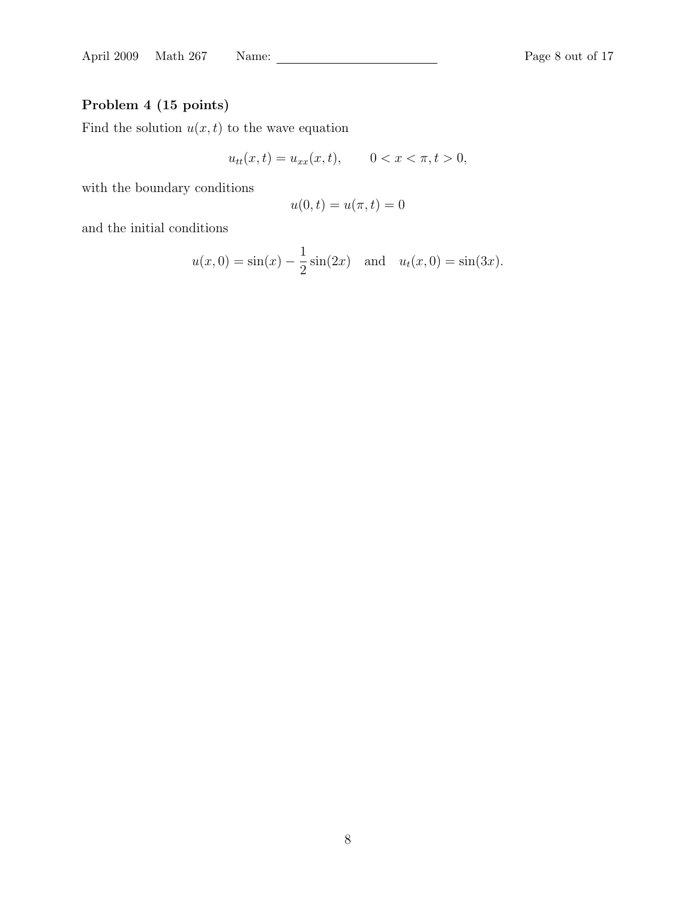**Problem 4 (15 points)**

Find the solution $u(x,t)$ to the wave equation

$$u_{tt}(x,t) = u_{xx}(x,t), \qquad 0 < x < \pi, t > 0,$$

with the boundary conditions

$$u(0,t) = u(\pi,t) = 0$$

and the initial conditions

$$u(x,0) = \sin(x) - \frac{1}{2}\sin(2x) \quad \text{and} \quad u_t(x,0) = \sin(3x).$$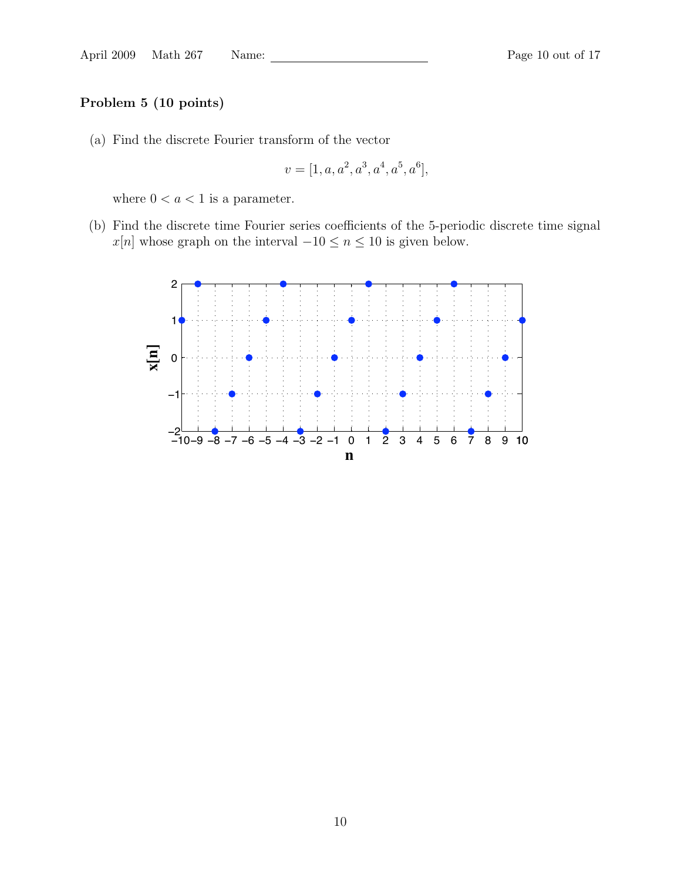**Problem 5 (10 points)**

(a) Find the discrete Fourier transform of the vector

$$v = [1, a, a^2, a^3, a^4, a^5, a^6],$$

where $0 < a < 1$ is a parameter.

(b) Find the discrete time Fourier series coefficients of the 5-periodic discrete time signal $x[n]$ whose graph on the interval $-10 \leq n \leq 10$ is given below.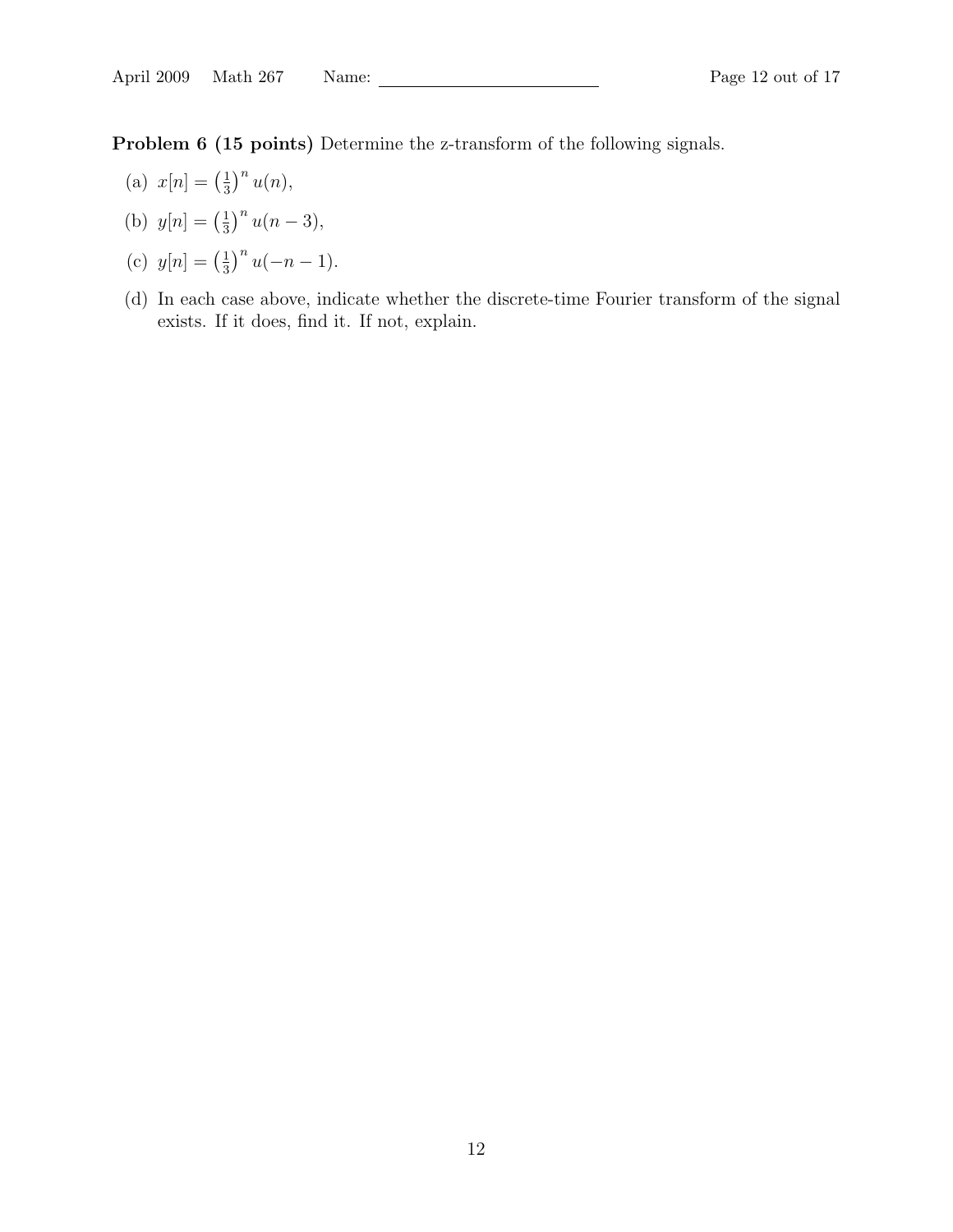**Problem 6 (15 points)** Determine the z-transform of the following signals.

(a) $x[n] = \left(\frac{1}{3}\right)^n u(n)$,

(b) $y[n] = \left(\frac{1}{3}\right)^n u(n-3)$,

(c) $y[n] = \left(\frac{1}{3}\right)^n u(-n-1)$.

(d) In each case above, indicate whether the discrete-time Fourier transform of the signal exists. If it does, find it. If not, explain.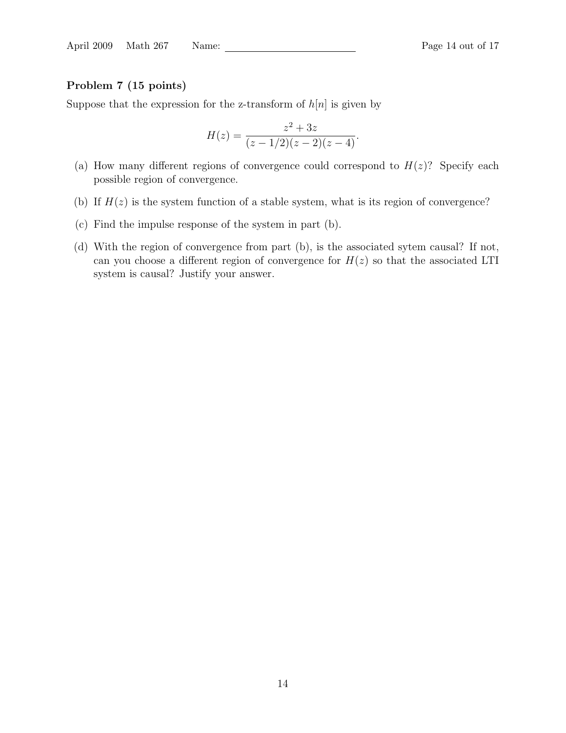**Problem 7 (15 points)**

Suppose that the expression for the z-transform of $h[n]$ is given by

$$H(z) = \frac{z^2 + 3z}{(z - 1/2)(z - 2)(z - 4)}.$$

(a) How many different regions of convergence could correspond to $H(z)$? Specify each possible region of convergence.

(b) If $H(z)$ is the system function of a stable system, what is its region of convergence?

(c) Find the impulse response of the system in part (b).

(d) With the region of convergence from part (b), is the associated sytem causal? If not, can you choose a different region of convergence for $H(z)$ so that the associated LTI system is causal? Justify your answer.